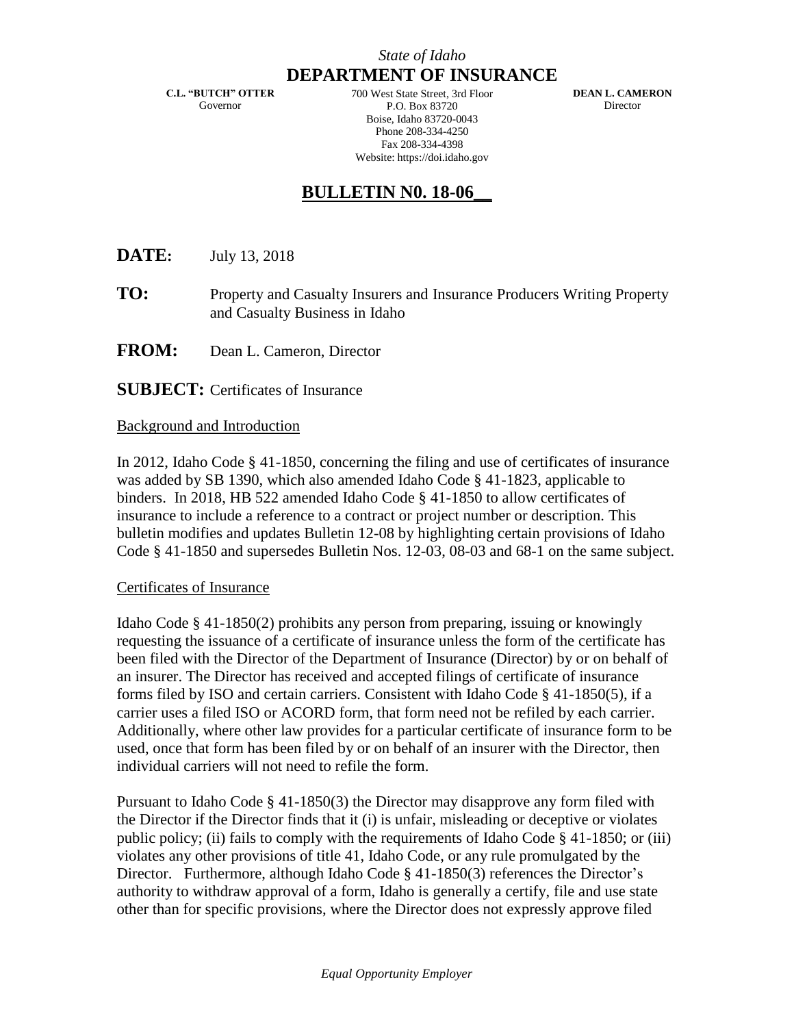*State of Idaho*

**DEPARTMENT OF INSURANCE**

**C.L. "BUTCH" OTTER**
Governor

700 West State Street, 3rd Floor
P.O. Box 83720
Boise, Idaho 83720-0043
Phone 208-334-4250
Fax 208-334-4398
Website: https://doi.idaho.gov

**DEAN L. CAMERON**
Director

# BULLETIN N0. 18-06__

**DATE:** July 13, 2018

**TO:** Property and Casualty Insurers and Insurance Producers Writing Property and Casualty Business in Idaho

**FROM:** Dean L. Cameron, Director

**SUBJECT:** Certificates of Insurance

## Background and Introduction

In 2012, Idaho Code § 41-1850, concerning the filing and use of certificates of insurance was added by SB 1390, which also amended Idaho Code § 41-1823, applicable to binders. In 2018, HB 522 amended Idaho Code § 41-1850 to allow certificates of insurance to include a reference to a contract or project number or description. This bulletin modifies and updates Bulletin 12-08 by highlighting certain provisions of Idaho Code § 41-1850 and supersedes Bulletin Nos. 12-03, 08-03 and 68-1 on the same subject.

## Certificates of Insurance

Idaho Code § 41-1850(2) prohibits any person from preparing, issuing or knowingly requesting the issuance of a certificate of insurance unless the form of the certificate has been filed with the Director of the Department of Insurance (Director) by or on behalf of an insurer. The Director has received and accepted filings of certificate of insurance forms filed by ISO and certain carriers. Consistent with Idaho Code § 41-1850(5), if a carrier uses a filed ISO or ACORD form, that form need not be refiled by each carrier. Additionally, where other law provides for a particular certificate of insurance form to be used, once that form has been filed by or on behalf of an insurer with the Director, then individual carriers will not need to refile the form.

Pursuant to Idaho Code § 41-1850(3) the Director may disapprove any form filed with the Director if the Director finds that it (i) is unfair, misleading or deceptive or violates public policy; (ii) fails to comply with the requirements of Idaho Code § 41-1850; or (iii) violates any other provisions of title 41, Idaho Code, or any rule promulgated by the Director. Furthermore, although Idaho Code § 41-1850(3) references the Director's authority to withdraw approval of a form, Idaho is generally a certify, file and use state other than for specific provisions, where the Director does not expressly approve filed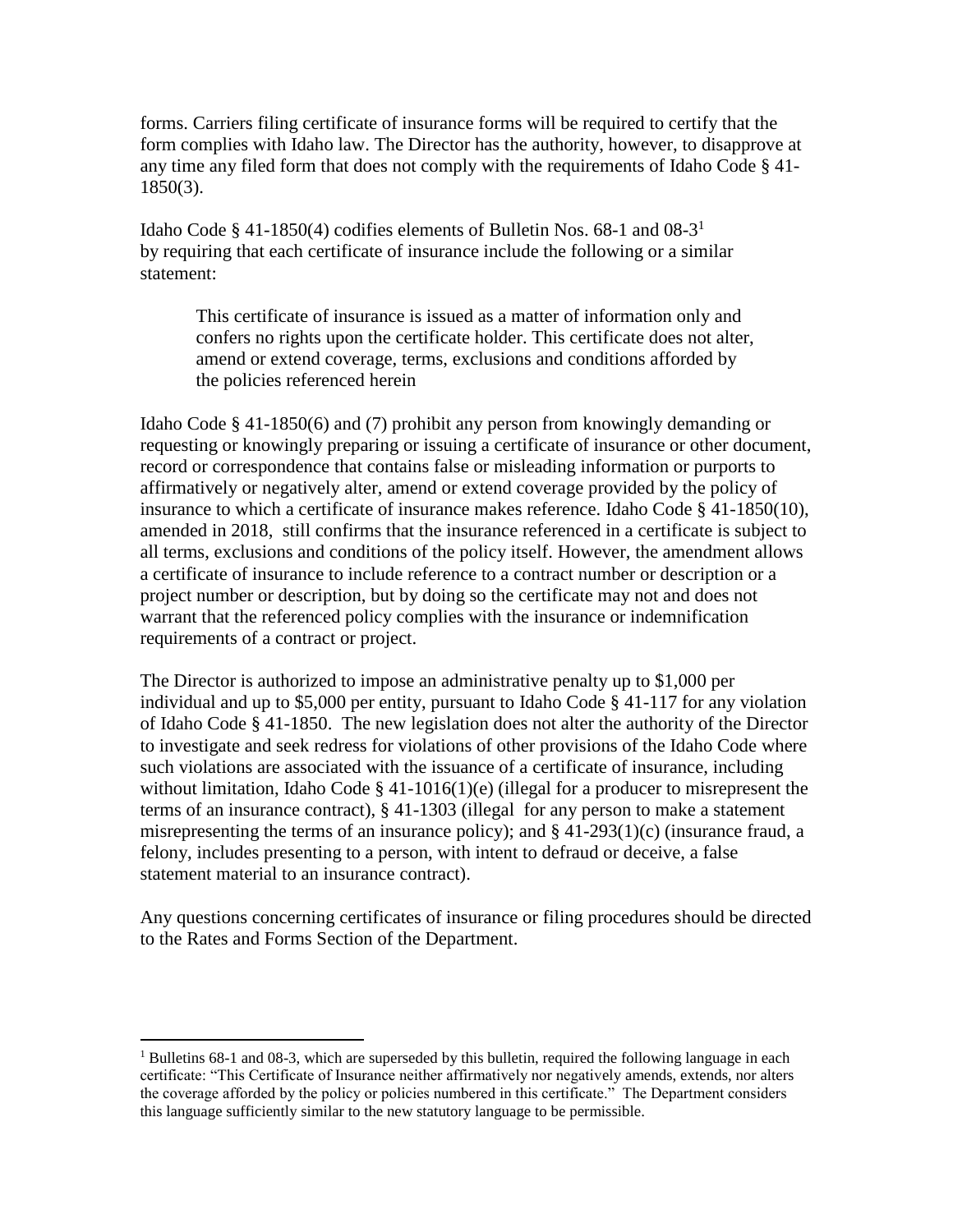forms. Carriers filing certificate of insurance forms will be required to certify that the form complies with Idaho law. The Director has the authority, however, to disapprove at any time any filed form that does not comply with the requirements of Idaho Code § 41-1850(3).

Idaho Code § 41-1850(4) codifies elements of Bulletin Nos. 68-1 and 08-3[1] by requiring that each certificate of insurance include the following or a similar statement:

> This certificate of insurance is issued as a matter of information only and confers no rights upon the certificate holder. This certificate does not alter, amend or extend coverage, terms, exclusions and conditions afforded by the policies referenced herein

Idaho Code § 41-1850(6) and (7) prohibit any person from knowingly demanding or requesting or knowingly preparing or issuing a certificate of insurance or other document, record or correspondence that contains false or misleading information or purports to affirmatively or negatively alter, amend or extend coverage provided by the policy of insurance to which a certificate of insurance makes reference. Idaho Code § 41-1850(10), amended in 2018, still confirms that the insurance referenced in a certificate is subject to all terms, exclusions and conditions of the policy itself. However, the amendment allows a certificate of insurance to include reference to a contract number or description or a project number or description, but by doing so the certificate may not and does not warrant that the referenced policy complies with the insurance or indemnification requirements of a contract or project.

The Director is authorized to impose an administrative penalty up to $1,000 per individual and up to $5,000 per entity, pursuant to Idaho Code § 41-117 for any violation of Idaho Code § 41-1850. The new legislation does not alter the authority of the Director to investigate and seek redress for violations of other provisions of the Idaho Code where such violations are associated with the issuance of a certificate of insurance, including without limitation, Idaho Code § 41-1016(1)(e) (illegal for a producer to misrepresent the terms of an insurance contract), § 41-1303 (illegal for any person to make a statement misrepresenting the terms of an insurance policy); and § 41-293(1)(c) (insurance fraud, a felony, includes presenting to a person, with intent to defraud or deceive, a false statement material to an insurance contract).

Any questions concerning certificates of insurance or filing procedures should be directed to the Rates and Forms Section of the Department.

---

[1] Bulletins 68-1 and 08-3, which are superseded by this bulletin, required the following language in each certificate: "This Certificate of Insurance neither affirmatively nor negatively amends, extends, nor alters the coverage afforded by the policy or policies numbered in this certificate." The Department considers this language sufficiently similar to the new statutory language to be permissible.